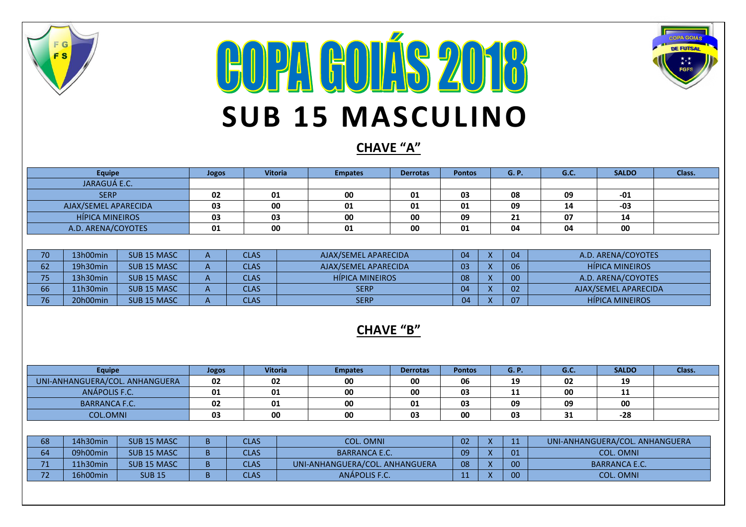# COPA GOIÁS 2018

# SUB 15 MASCULINO

## CHAVE "A"

| Equipe | Jogos | Vitoria | Empates | Derrotas | Pontos | G. P. | G.C. | SALDO | Class. |
|---|---|---|---|---|---|---|---|---|---|
| JARAGUÁ E.C. | | | | | | | | | |
| SERP | 02 | 01 | 00 | 01 | 03 | 08 | 09 | -01 | |
| AJAX/SEMEL APARECIDA | 03 | 00 | 01 | 01 | 01 | 09 | 14 | -03 | |
| HÍPICA MINEIROS | 03 | 03 | 00 | 00 | 09 | 21 | 07 | 14 | |
| A.D. ARENA/COYOTES | 01 | 00 | 01 | 00 | 01 | 04 | 04 | 00 | |

| | | | | | | | | | |
|---|---|---|---|---|---|---|---|---|---|
| 70 | 13h00min | SUB 15 MASC | A | CLAS | AJAX/SEMEL APARECIDA | 04 | X | 04 | A.D. ARENA/COYOTES |
| 62 | 19h30min | SUB 15 MASC | A | CLAS | AJAX/SEMEL APARECIDA | 03 | X | 06 | HÍPICA MINEIROS |
| 75 | 13h30min | SUB 15 MASC | A | CLAS | HÍPICA MINEIROS | 08 | X | 00 | A.D. ARENA/COYOTES |
| 66 | 11h30min | SUB 15 MASC | A | CLAS | SERP | 04 | X | 02 | AJAX/SEMEL APARECIDA |
| 76 | 20h00min | SUB 15 MASC | A | CLAS | SERP | 04 | X | 07 | HÍPICA MINEIROS |

## CHAVE "B"

| Equipe | Jogos | Vitoria | Empates | Derrotas | Pontos | G. P. | G.C. | SALDO | Class. |
|---|---|---|---|---|---|---|---|---|---|
| UNI-ANHANGUERA/COL. ANHANGUERA | 02 | 02 | 00 | 00 | 06 | 19 | 02 | 19 | |
| ANÁPOLIS F.C. | 01 | 01 | 00 | 00 | 03 | 11 | 00 | 11 | |
| BARRANCA F.C. | 02 | 01 | 00 | 01 | 03 | 09 | 09 | 00 | |
| COL.OMNI | 03 | 00 | 00 | 03 | 00 | 03 | 31 | -28 | |

| | | | | | | | | | |
|---|---|---|---|---|---|---|---|---|---|
| 68 | 14h30min | SUB 15 MASC | B | CLAS | COL. OMNI | 02 | X | 11 | UNI-ANHANGUERA/COL. ANHANGUERA |
| 64 | 09h00min | SUB 15 MASC | B | CLAS | BARRANCA E.C. | 09 | X | 01 | COL. OMNI |
| 71 | 11h30min | SUB 15 MASC | B | CLAS | UNI-ANHANGUERA/COL. ANHANGUERA | 08 | X | 00 | BARRANCA E.C. |
| 72 | 16h00min | SUB 15 | B | CLAS | ANÁPOLIS F.C. | 11 | X | 00 | COL. OMNI |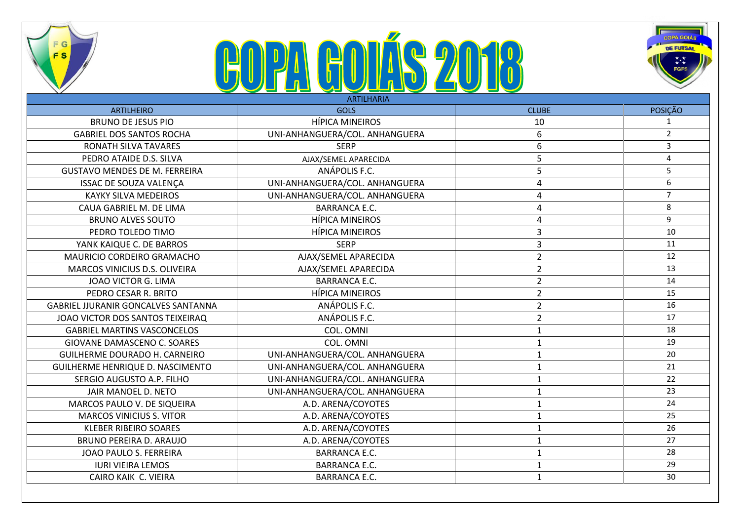# COPA GOIÁS 2018

| ARTILHARIA | | | |
|---|---|---|---|
| ARTILHEIRO | GOLS | CLUBE | POSIÇÃO |
| BRUNO DE JESUS PIO | HÍPICA MINEIROS | 10 | 1 |
| GABRIEL DOS SANTOS ROCHA | UNI-ANHANGUERA/COL. ANHANGUERA | 6 | 2 |
| RONATH SILVA TAVARES | SERP | 6 | 3 |
| PEDRO ATAIDE D.S. SILVA | AJAX/SEMEL APARECIDA | 5 | 4 |
| GUSTAVO MENDES DE M. FERREIRA | ANÁPOLIS F.C. | 5 | 5 |
| ISSAC DE SOUZA VALENÇA | UNI-ANHANGUERA/COL. ANHANGUERA | 4 | 6 |
| KAYKY SILVA MEDEIROS | UNI-ANHANGUERA/COL. ANHANGUERA | 4 | 7 |
| CAUA GABRIEL M. DE LIMA | BARRANCA E.C. | 4 | 8 |
| BRUNO ALVES SOUTO | HÍPICA MINEIROS | 4 | 9 |
| PEDRO TOLEDO TIMO | HÍPICA MINEIROS | 3 | 10 |
| YANK KAIQUE C. DE BARROS | SERP | 3 | 11 |
| MAURICIO CORDEIRO GRAMACHO | AJAX/SEMEL APARECIDA | 2 | 12 |
| MARCOS VINICIUS D.S. OLIVEIRA | AJAX/SEMEL APARECIDA | 2 | 13 |
| JOAO VICTOR G. LIMA | BARRANCA E.C. | 2 | 14 |
| PEDRO CESAR R. BRITO | HÍPICA MINEIROS | 2 | 15 |
| GABRIEL JJURANIR GONCALVES SANTANNA | ANÁPOLIS F.C. | 2 | 16 |
| JOAO VICTOR DOS SANTOS TEIXEIRAQ | ANÁPOLIS F.C. | 2 | 17 |
| GABRIEL MARTINS VASCONCELOS | COL. OMNI | 1 | 18 |
| GIOVANE DAMASCENO C. SOARES | COL. OMNI | 1 | 19 |
| GUILHERME DOURADO H. CARNEIRO | UNI-ANHANGUERA/COL. ANHANGUERA | 1 | 20 |
| GUILHERME HENRIQUE D. NASCIMENTO | UNI-ANHANGUERA/COL. ANHANGUERA | 1 | 21 |
| SERGIO AUGUSTO A.P. FILHO | UNI-ANHANGUERA/COL. ANHANGUERA | 1 | 22 |
| JAIR MANOEL D. NETO | UNI-ANHANGUERA/COL. ANHANGUERA | 1 | 23 |
| MARCOS PAULO V. DE SIQUEIRA | A.D. ARENA/COYOTES | 1 | 24 |
| MARCOS VINICIUS S. VITOR | A.D. ARENA/COYOTES | 1 | 25 |
| KLEBER RIBEIRO SOARES | A.D. ARENA/COYOTES | 1 | 26 |
| BRUNO PEREIRA D. ARAUJO | A.D. ARENA/COYOTES | 1 | 27 |
| JOAO PAULO S. FERREIRA | BARRANCA E.C. | 1 | 28 |
| IURI VIEIRA LEMOS | BARRANCA E.C. | 1 | 29 |
| CAIRO KAIK C. VIEIRA | BARRANCA E.C. | 1 | 30 |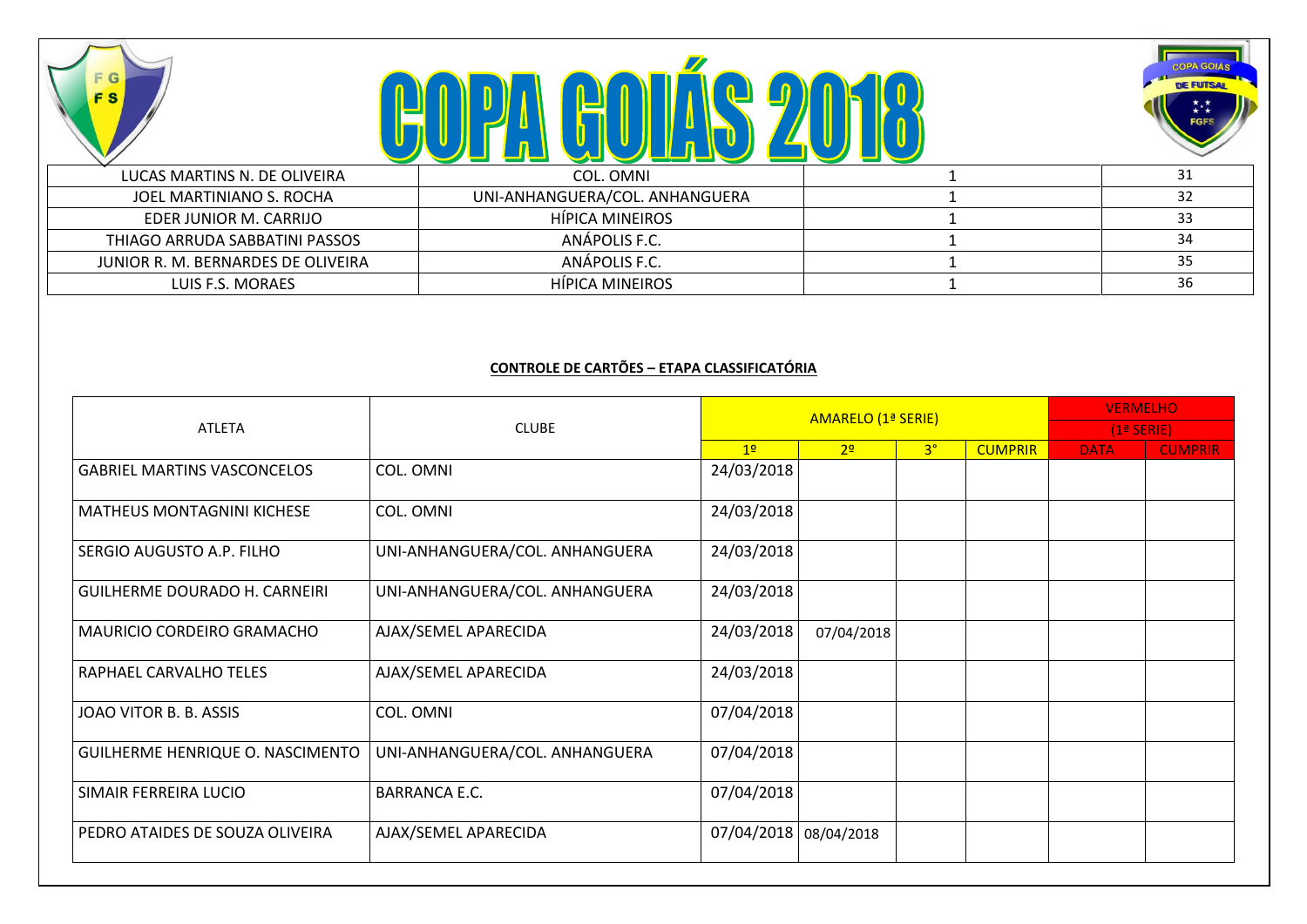# COPA GOIÁS 2018

| | | | |
|---|---|---|---|
| LUCAS MARTINS N. DE OLIVEIRA | COL. OMNI | 1 | 31 |
| JOEL MARTINIANO S. ROCHA | UNI-ANHANGUERA/COL. ANHANGUERA | 1 | 32 |
| EDER JUNIOR M. CARRIJO | HÍPICA MINEIROS | 1 | 33 |
| THIAGO ARRUDA SABBATINI PASSOS | ANÁPOLIS F.C. | 1 | 34 |
| JUNIOR R. M. BERNARDES DE OLIVEIRA | ANÁPOLIS F.C. | 1 | 35 |
| LUIS F.S. MORAES | HÍPICA MINEIROS | 1 | 36 |

**CONTROLE DE CARTÕES – ETAPA CLASSIFICATÓRIA**

| ATLETA | CLUBE | AMARELO (1ª SERIE) | | | | VERMELHO (1ª SERIE) | |
|---|---|---|---|---|---|---|---|
| | | 1º | 2º | 3° | CUMPRIR | DATA | CUMPRIR |
| GABRIEL MARTINS VASCONCELOS | COL. OMNI | 24/03/2018 | | | | | |
| MATHEUS MONTAGNINI KICHESE | COL. OMNI | 24/03/2018 | | | | | |
| SERGIO AUGUSTO A.P. FILHO | UNI-ANHANGUERA/COL. ANHANGUERA | 24/03/2018 | | | | | |
| GUILHERME DOURADO H. CARNEIRI | UNI-ANHANGUERA/COL. ANHANGUERA | 24/03/2018 | | | | | |
| MAURICIO CORDEIRO GRAMACHO | AJAX/SEMEL APARECIDA | 24/03/2018 | 07/04/2018 | | | | |
| RAPHAEL CARVALHO TELES | AJAX/SEMEL APARECIDA | 24/03/2018 | | | | | |
| JOAO VITOR B. B. ASSIS | COL. OMNI | 07/04/2018 | | | | | |
| GUILHERME HENRIQUE O. NASCIMENTO | UNI-ANHANGUERA/COL. ANHANGUERA | 07/04/2018 | | | | | |
| SIMAIR FERREIRA LUCIO | BARRANCA E.C. | 07/04/2018 | | | | | |
| PEDRO ATAIDES DE SOUZA OLIVEIRA | AJAX/SEMEL APARECIDA | 07/04/2018 | 08/04/2018 | | | | |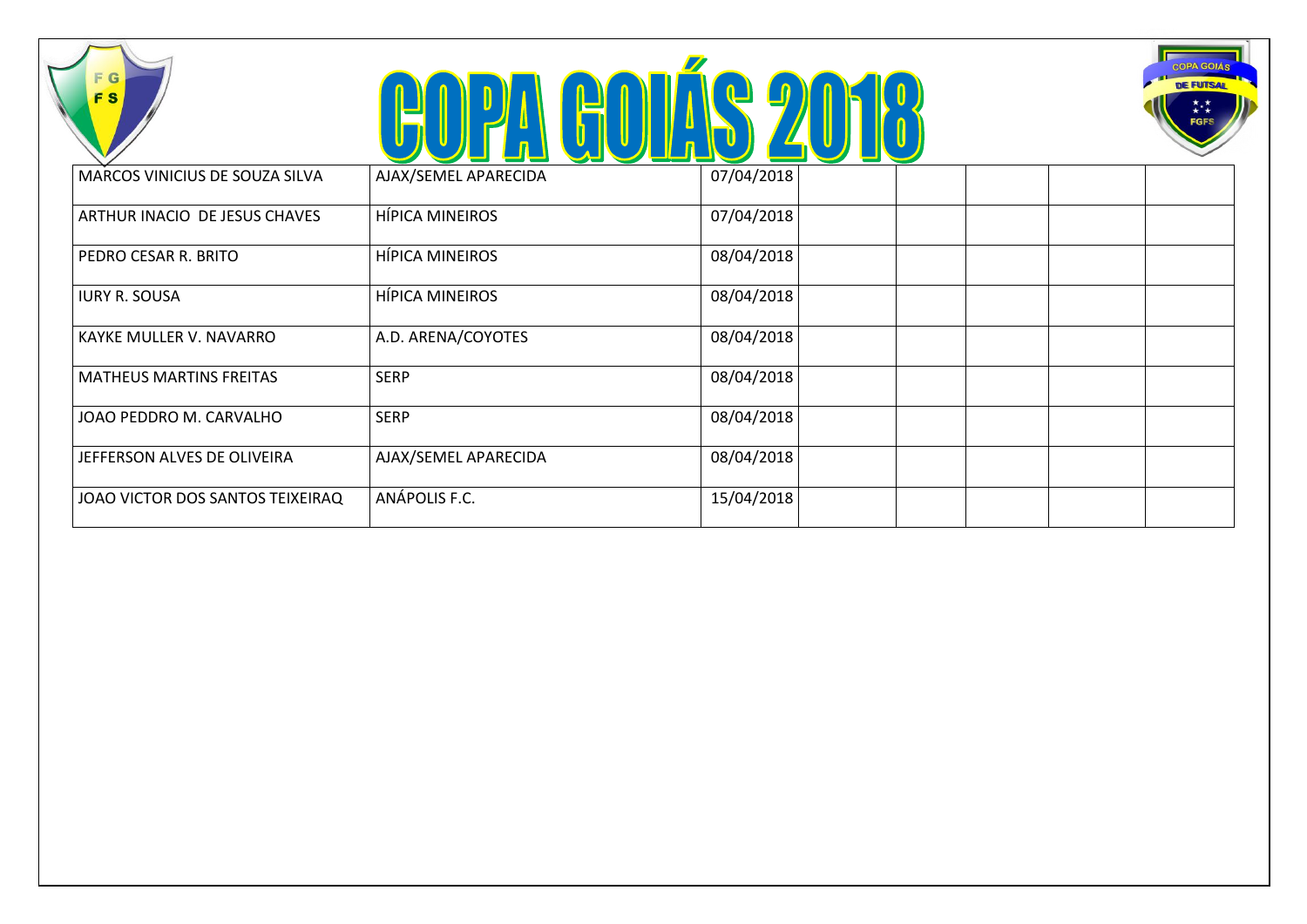# COPA GOIÁS 2018

| | | | | | | | |
|---|---|---|---|---|---|---|---|
| MARCOS VINICIUS DE SOUZA SILVA | AJAX/SEMEL APARECIDA | 07/04/2018 | | | | | |
| ARTHUR INACIO DE JESUS CHAVES | HÍPICA MINEIROS | 07/04/2018 | | | | | |
| PEDRO CESAR R. BRITO | HÍPICA MINEIROS | 08/04/2018 | | | | | |
| IURY R. SOUSA | HÍPICA MINEIROS | 08/04/2018 | | | | | |
| KAYKE MULLER V. NAVARRO | A.D. ARENA/COYOTES | 08/04/2018 | | | | | |
| MATHEUS MARTINS FREITAS | SERP | 08/04/2018 | | | | | |
| JOAO PEDDRO M. CARVALHO | SERP | 08/04/2018 | | | | | |
| JEFFERSON ALVES DE OLIVEIRA | AJAX/SEMEL APARECIDA | 08/04/2018 | | | | | |
| JOAO VICTOR DOS SANTOS TEIXEIRAQ | ANÁPOLIS F.C. | 15/04/2018 | | | | | |